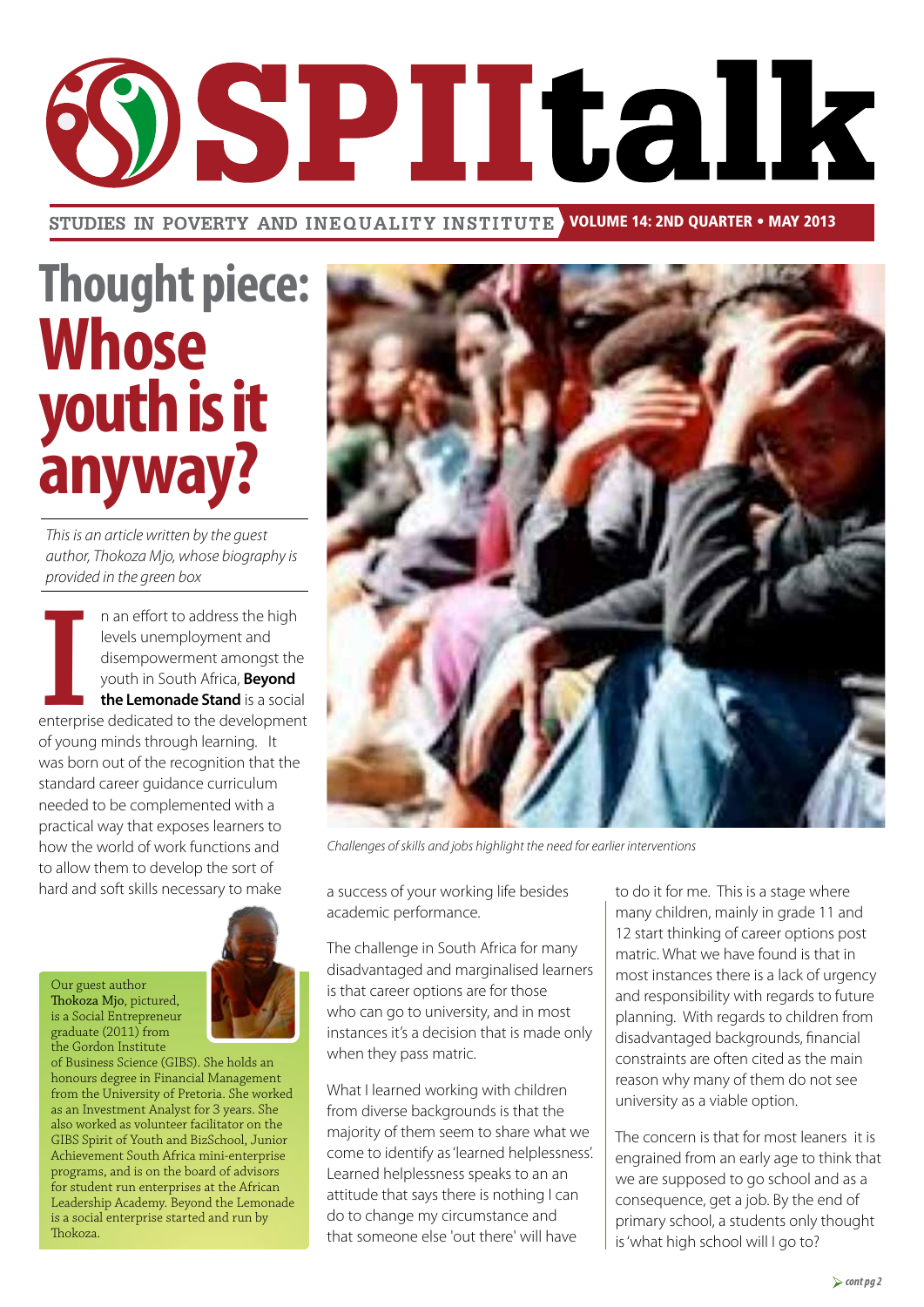# SPIItalk

STUDIES IN POVERTY AND INEQUALITY INSTITUTE **VOLUME 14: 2ND QUARTER • MAY 2013**

# Thought piece: Whose youth is it anyway?

*This is an article written by the guest author, Thokoza Mjo, whose biography is provided in the green box*

In an effort to address the high levels unemployment and disempowerment amongst the youth in South Africa, **Beyond the Lemonade Stand** is a social enterprise dedicated to the development of young minds through learning. It was born out of the recognition that the standard career guidance curriculum needed to be complemented with a practical way that exposes learners to how the world of work functions and to allow them to develop the sort of hard and soft skills necessary to make a success of your working life besides academic performance.

*Challenges of skills and jobs highlight the need for earlier interventions*

The challenge in South Africa for many disadvantaged and marginalised learners is that career options are for those who can go to university, and in most instances it's a decision that is made only when they pass matric.

What I learned working with children from diverse backgrounds is that the majority of them seem to share what we come to identify as 'learned helplessness'. Learned helplessness speaks to an attitude that says there is nothing I can do to change my circumstance and that someone else 'out there' will have to do it for me. This is a stage where many children, mainly in grade 11 and 12 start thinking of career options post matric. What we have found is that in most instances there is a lack of urgency and responsibility with regards to future planning. With regards to children from disadvantaged backgrounds, financial constraints are often cited as the main reason why many of them do not see university as a viable option.

The concern is that for most leaners it is engrained from an early age to think that we are supposed to go school and as a consequence, get a job. By the end of primary school, a students only thought is 'what high school will I go to?

*cont pg 2*

> Our guest author **Thokoza Mjo**, pictured, is a Social Entrepreneur graduate (2011) from the Gordon Institute of Business Science (GIBS). She holds an honours degree in Financial Management from the University of Pretoria. She worked as an Investment Analyst for 3 years. She also worked as volunteer facilitator on the GIBS Spirit of Youth and BizSchool, Junior Achievement South Africa mini-enterprise programs, and is on the board of advisors for student run enterprises at the African Leadership Academy. Beyond the Lemonade is a social enterprise started and run by Thokoza.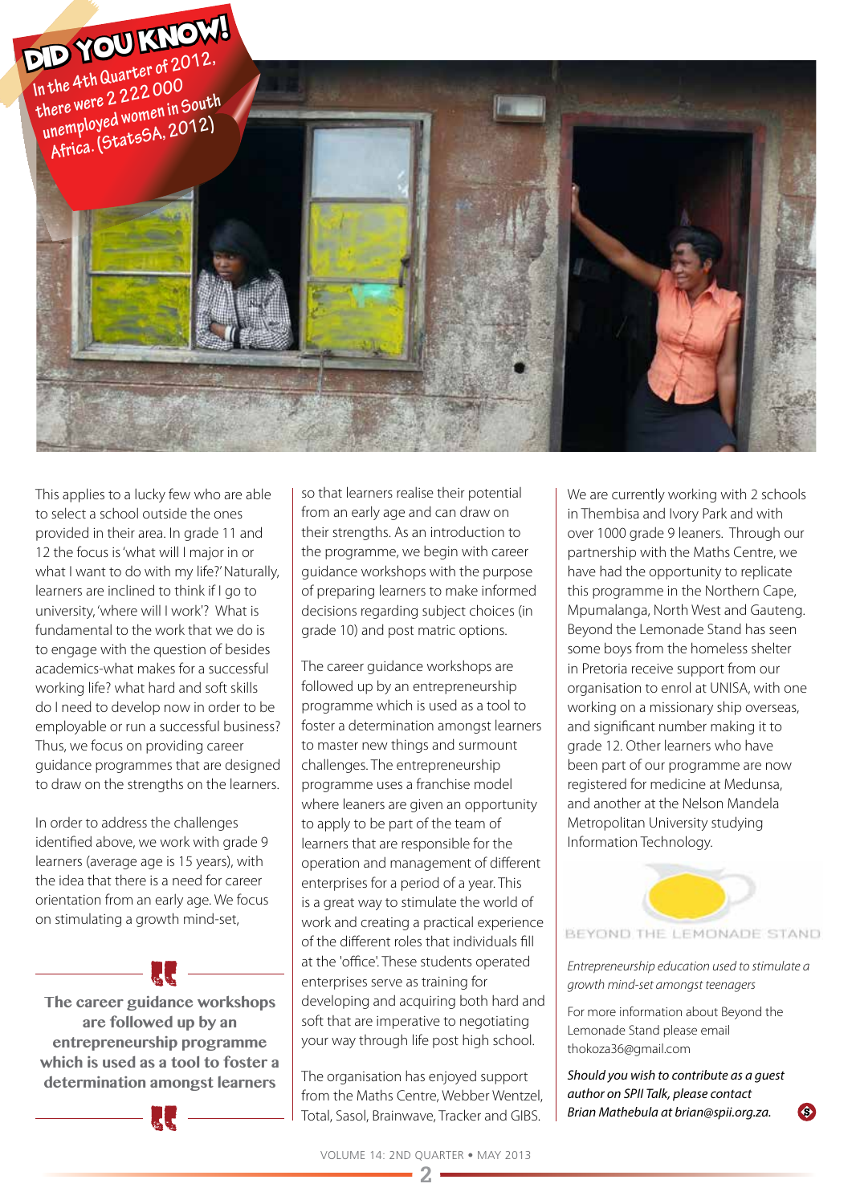**DID YOU KNOW!**
In the 4th Quarter of 2012, there were 2 222 000 unemployed women in South Africa. (StatsSA, 2012)

This applies to a lucky few who are able to select a school outside the ones provided in their area. In grade 11 and 12 the focus is 'what will I major in or what I want to do with my life?' Naturally, learners are inclined to think if I go to university, 'where will I work'? What is fundamental to the work that we do is to engage with the question of besides academics-what makes for a successful working life? what hard and soft skills do I need to develop now in order to be employable or run a successful business? Thus, we focus on providing career guidance programmes that are designed to draw on the strengths on the learners.

In order to address the challenges identified above, we work with grade 9 learners (average age is 15 years), with the idea that there is a need for career orientation from an early age. We focus on stimulating a growth mind-set, so that learners realise their potential from an early age and can draw on their strengths. As an introduction to the programme, we begin with career guidance workshops with the purpose of preparing learners to make informed decisions regarding subject choices (in grade 10) and post matric options.

> **The career guidance workshops are followed up by an entrepreneurship programme which is used as a tool to foster a determination amongst learners**

The career guidance workshops are followed up by an entrepreneurship programme which is used as a tool to foster a determination amongst learners to master new things and surmount challenges. The entrepreneurship programme uses a franchise model where leaners are given an opportunity to apply to be part of the team of learners that are responsible for the operation and management of different enterprises for a period of a year. This is a great way to stimulate the world of work and creating a practical experience of the different roles that individuals fill at the 'office'. These students operated enterprises serve as training for developing and acquiring both hard and soft that are imperative to negotiating your way through life post high school.

The organisation has enjoyed support from the Maths Centre, Webber Wentzel, Total, Sasol, Brainwave, Tracker and GIBS.

We are currently working with 2 schools in Thembisa and Ivory Park and with over 1000 grade 9 leaners. Through our partnership with the Maths Centre, we have had the opportunity to replicate this programme in the Northern Cape, Mpumalanga, North West and Gauteng. Beyond the Lemonade Stand has seen some boys from the homeless shelter in Pretoria receive support from our organisation to enrol at UNISA, with one working on a missionary ship overseas, and significant number making it to grade 12. Other learners who have been part of our programme are now registered for medicine at Medunsa, and another at the Nelson Mandela Metropolitan University studying Information Technology.

BEYOND THE LEMONADE STAND

*Entrepreneurship education used to stimulate a growth mind-set amongst teenagers*

For more information about Beyond the Lemonade Stand please email thokoza36@gmail.com

*Should you wish to contribute as a guest author on SPII Talk, please contact Brian Mathebula at brian@spii.org.za.*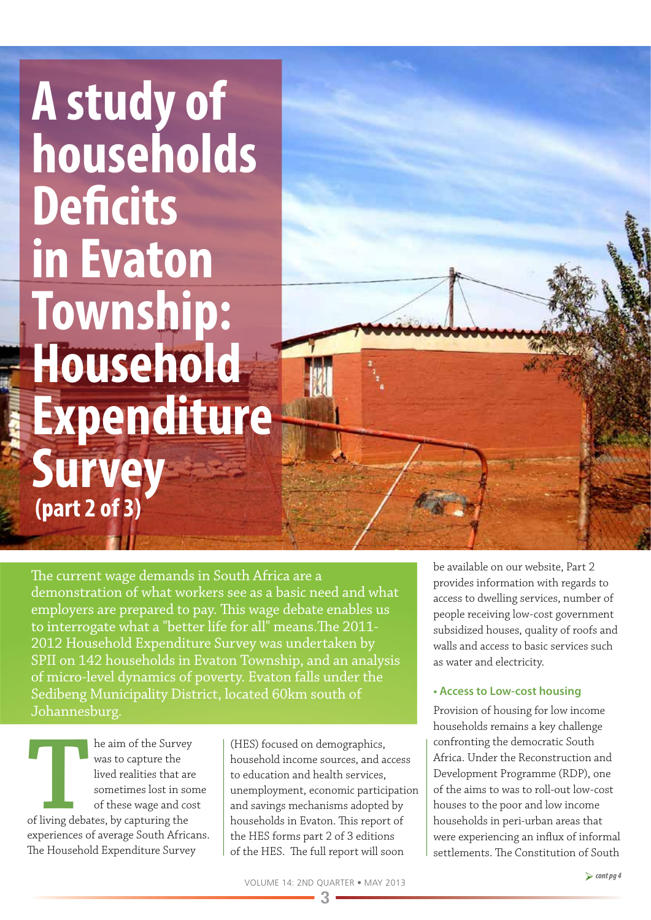# A study of households Deficits in Evaton Township: Household Expenditure Survey (part 2 of 3)

The current wage demands in South Africa are a demonstration of what workers see as a basic need and what employers are prepared to pay. This wage debate enables us to interrogate what a "better life for all" means. The 2011-2012 Household Expenditure Survey was undertaken by SPII on 142 households in Evaton Township, and an analysis of micro-level dynamics of poverty. Evaton falls under the Sedibeng Municipality District, located 60km south of Johannesburg.

The aim of the Survey was to capture the lived realities that are sometimes lost in some of these wage and cost of living debates, by capturing the experiences of average South Africans. The Household Expenditure Survey (HES) focused on demographics, household income sources, and access to education and health services, unemployment, economic participation and savings mechanisms adopted by households in Evaton. This report of the HES forms part 2 of 3 editions of the HES. The full report will soon be available on our website, Part 2 provides information with regards to access to dwelling services, number of people receiving low-cost government subsidized houses, quality of roofs and walls and access to basic services such as water and electricity.

### • Access to Low-cost housing

Provision of housing for low income households remains a key challenge confronting the democratic South Africa. Under the Reconstruction and Development Programme (RDP), one of the aims to was to roll-out low-cost houses to the poor and low income households in peri-urban areas that were experiencing an influx of informal settlements. The Constitution of South

*cont pg 4*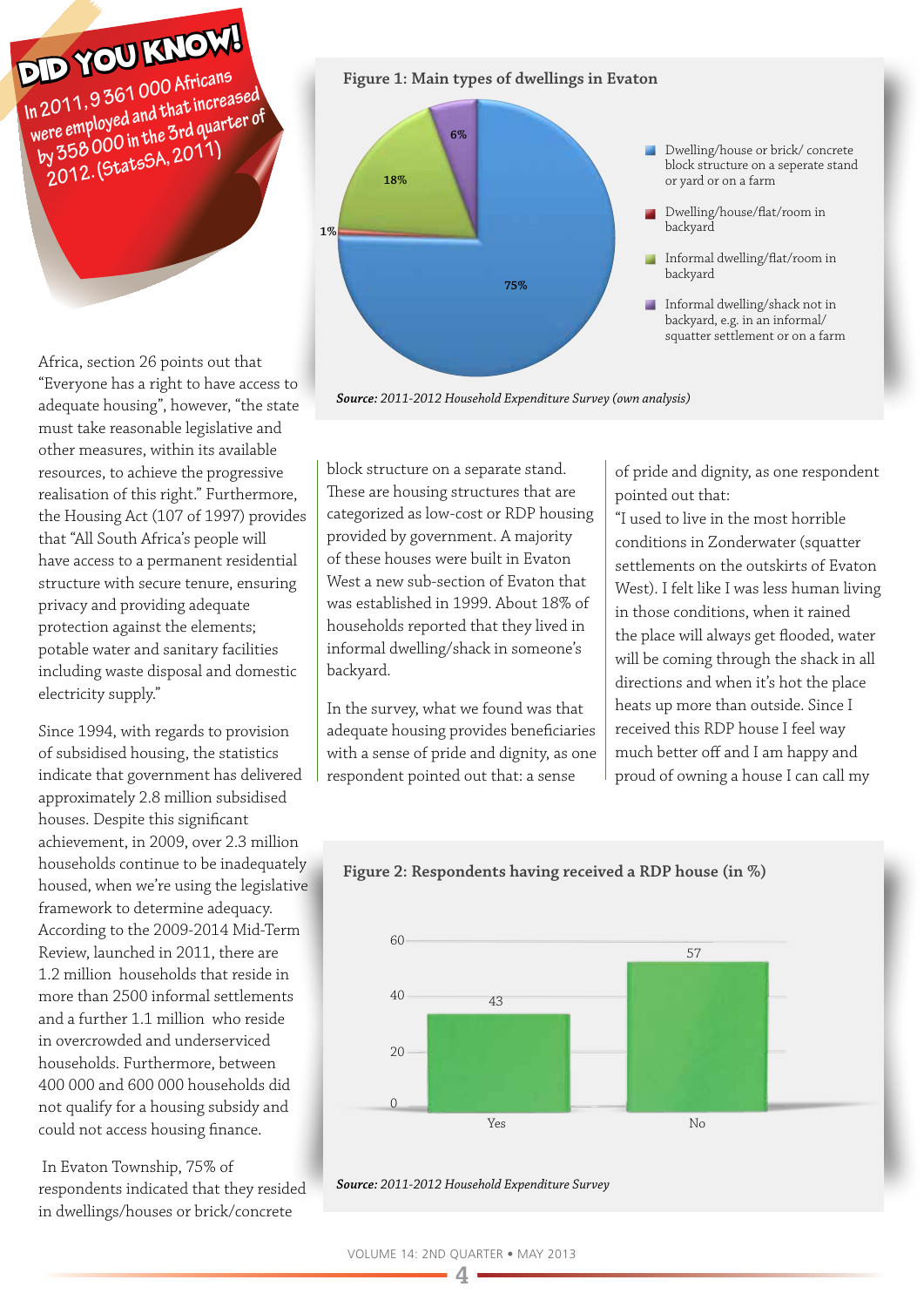**DID YOU KNOW!**

In 2011, 9 361 000 Africans were employed and that increased by 358 000 in the 3rd quarter of 2012. (StatsSA, 2011)

Africa, section 26 points out that "Everyone has a right to have access to adequate housing", however, "the state must take reasonable legislative and other measures, within its available resources, to achieve the progressive realisation of this right." Furthermore, the Housing Act (107 of 1997) provides that "All South Africa's people will have access to a permanent residential structure with secure tenure, ensuring privacy and providing adequate protection against the elements; potable water and sanitary facilities including waste disposal and domestic electricity supply."

Since 1994, with regards to provision of subsidised housing, the statistics indicate that government has delivered approximately 2.8 million subsidised houses. Despite this significant achievement, in 2009, over 2.3 million households continue to be inadequately housed, when we're using the legislative framework to determine adequacy. According to the 2009-2014 Mid-Term Review, launched in 2011, there are 1.2 million households that reside in more than 2500 informal settlements and a further 1.1 million who reside in overcrowded and underserviced households. Furthermore, between 400 000 and 600 000 households did not qualify for a housing subsidy and could not access housing finance.

In Evaton Township, 75% of respondents indicated that they resided in dwellings/houses or brick/concrete block structure on a separate stand. These are housing structures that are categorized as low-cost or RDP housing provided by government. A majority of these houses were built in Evaton West a new sub-section of Evaton that was established in 1999. About 18% of households reported that they lived in informal dwelling/shack in someone's backyard.

In the survey, what we found was that adequate housing provides beneficiaries with a sense of pride and dignity, as one respondent pointed out that: a sense of pride and dignity, as one respondent pointed out that:

"I used to live in the most horrible conditions in Zonderwater (squatter settlements on the outskirts of Evaton West). I felt like I was less human living in those conditions, when it rained the place will always get flooded, water will be coming through the shack in all directions and when it's hot the place heats up more than outside. Since I received this RDP house I feel way much better off and I am happy and proud of owning a house I can call my

**Figure 1: Main types of dwellings in Evaton**

| Type of dwelling | % |
|---|---|
| Dwelling/house or brick/ concrete block structure on a seperate stand or yard or on a farm | 75% |
| Dwelling/house/flat/room in backyard | 1% |
| Informal dwelling/flat/room in backyard | 18% |
| Informal dwelling/shack not in backyard, e.g. in an informal/ squatter settlement or on a farm | 6% |

*Source: 2011-2012 Household Expenditure Survey (own analysis)*

**Figure 2: Respondents having received a RDP house (in %)**

| Response | % |
|---|---|
| Yes | 43 |
| No | 57 |

*Source: 2011-2012 Household Expenditure Survey*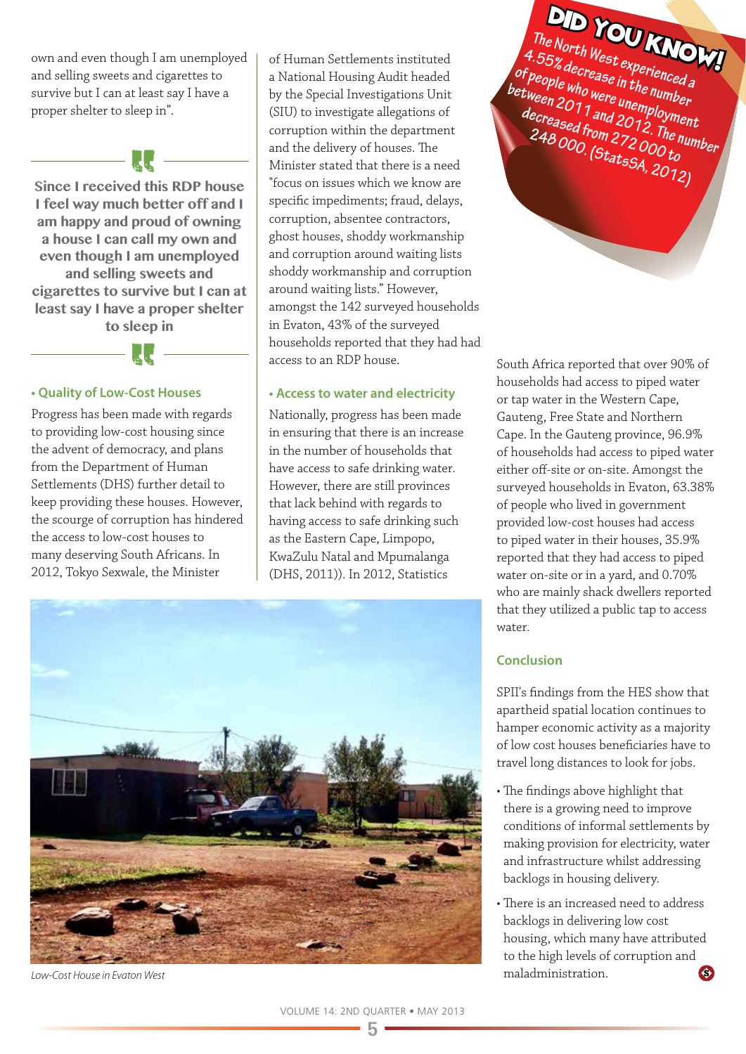own and even though I am unemployed and selling sweets and cigarettes to survive but I can at least say I have a proper shelter to sleep in".

> **Since I received this RDP house I feel way much better off and I am happy and proud of owning a house I can call my own and even though I am unemployed and selling sweets and cigarettes to survive but I can at least say I have a proper shelter to sleep in**

### • Quality of Low-Cost Houses

Progress has been made with regards to providing low-cost housing since the advent of democracy, and plans from the Department of Human Settlements (DHS) further detail to keep providing these houses. However, the scourge of corruption has hindered the access to low-cost houses to many deserving South Africans. In 2012, Tokyo Sexwale, the Minister of Human Settlements instituted a National Housing Audit headed by the Special Investigations Unit (SIU) to investigate allegations of corruption within the department and the delivery of houses. The Minister stated that there is a need "focus on issues which we know are specific impediments; fraud, delays, corruption, absentee contractors, ghost houses, shoddy workmanship and corruption around waiting lists shoddy workmanship and corruption around waiting lists." However, amongst the 142 surveyed households in Evaton, 43% of the surveyed households reported that they had had access to an RDP house.

### • Access to water and electricity

Nationally, progress has been made in ensuring that there is an increase in the number of households that have access to safe drinking water. However, there are still provinces that lack behind with regards to having access to safe drinking such as the Eastern Cape, Limpopo, KwaZulu Natal and Mpumalanga (DHS, 2011)). In 2012, Statistics South Africa reported that over 90% of households had access to piped water or tap water in the Western Cape, Gauteng, Free State and Northern Cape. In the Gauteng province, 96.9% of households had access to piped water either off-site or on-site. Amongst the surveyed households in Evaton, 63.38% of people who lived in government provided low-cost houses had access to piped water in their houses, 35.9% reported that they had access to piped water on-site or in a yard, and 0.70% who are mainly shack dwellers reported that they utilized a public tap to access water.

**DID YOU KNOW!**

The North West experienced a 4.55% decrease in the number of people who were unemployment between 2011 and 2012. The number decreased from 272 000 to 248 000. (StatsSA, 2012)

*Low-Cost House in Evaton West*

### Conclusion

SPII's findings from the HES show that apartheid spatial location continues to hamper economic activity as a majority of low cost houses beneficiaries have to travel long distances to look for jobs.

- The findings above highlight that there is a growing need to improve conditions of informal settlements by making provision for electricity, water and infrastructure whilst addressing backlogs in housing delivery.
- There is an increased need to address backlogs in delivering low cost housing, which many have attributed to the high levels of corruption and maladministration.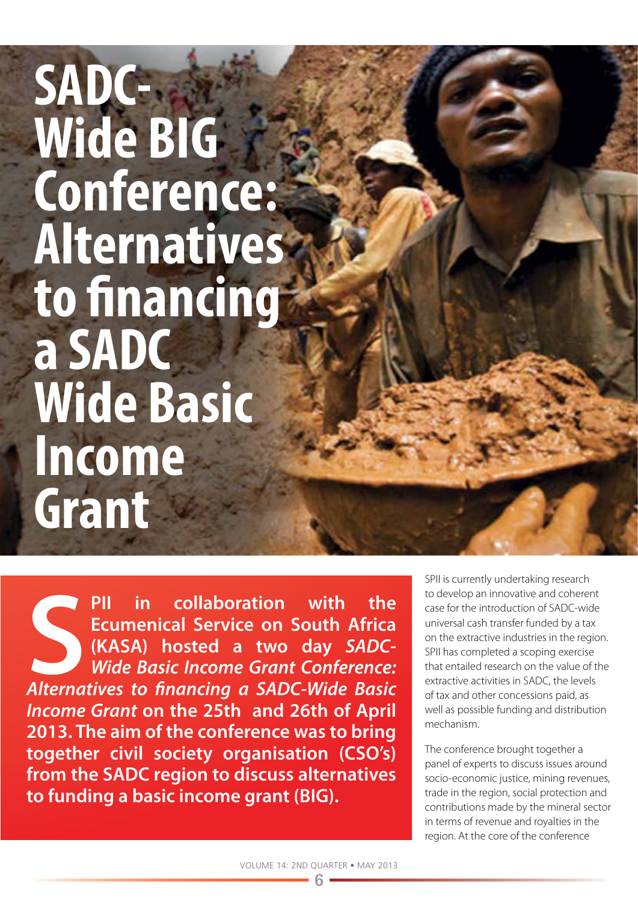# SADC-Wide BIG Conference: Alternatives to financing a SADC Wide Basic Income Grant

**SPII in collaboration with the Ecumenical Service on South Africa (KASA) hosted a two day *SADC-Wide Basic Income Grant Conference: Alternatives to financing a SADC-Wide Basic Income Grant* on the 25th and 26th of April 2013. The aim of the conference was to bring together civil society organisation (CSO's) from the SADC region to discuss alternatives to funding a basic income grant (BIG).**

SPII is currently undertaking research to develop an innovative and coherent case for the introduction of SADC-wide universal cash transfer funded by a tax on the extractive industries in the region. SPII has completed a scoping exercise that entailed research on the value of the extractive activities in SADC, the levels of tax and other concessions paid, as well as possible funding and distribution mechanism.

The conference brought together a panel of experts to discuss issues around socio-economic justice, mining revenues, trade in the region, social protection and contributions made by the mineral sector in terms of revenue and royalties in the region. At the core of the conference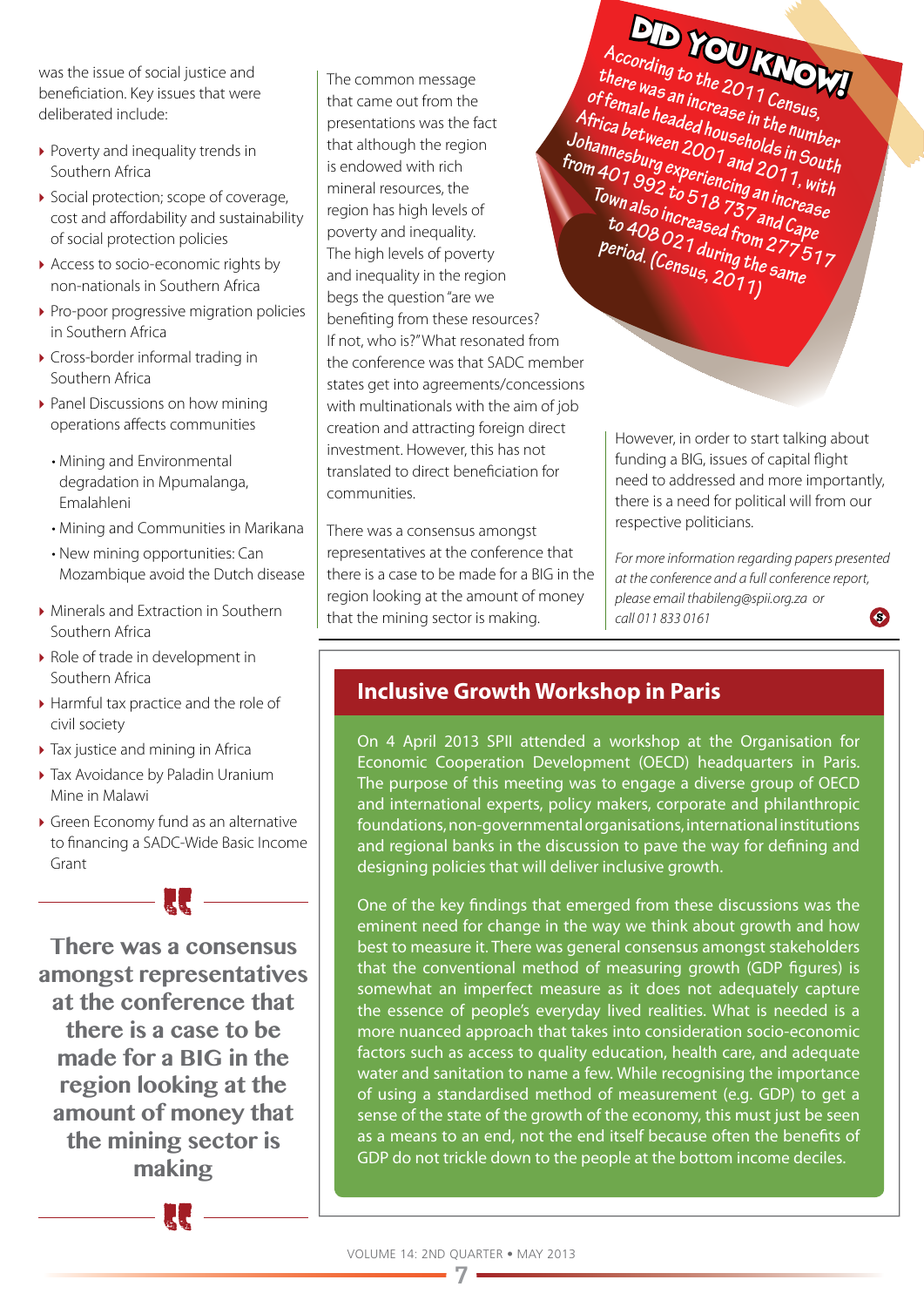was the issue of social justice and beneficiation. Key issues that were deliberated include:

- Poverty and inequality trends in Southern Africa
- Social protection; scope of coverage, cost and affordability and sustainability of social protection policies
- Access to socio-economic rights by non-nationals in Southern Africa
- Pro-poor progressive migration policies in Southern Africa
- Cross-border informal trading in Southern Africa
- Panel Discussions on how mining operations affects communities
  - Mining and Environmental degradation in Mpumalanga, Emalahleni
  - Mining and Communities in Marikana
  - New mining opportunities: Can Mozambique avoid the Dutch disease
- Minerals and Extraction in Southern Southern Africa
- Role of trade in development in Southern Africa
- Harmful tax practice and the role of civil society
- Tax justice and mining in Africa
- Tax Avoidance by Paladin Uranium Mine in Malawi
- Green Economy fund as an alternative to financing a SADC-Wide Basic Income Grant

> **There was a consensus amongst representatives at the conference that there is a case to be made for a BIG in the region looking at the amount of money that the mining sector is making**

The common message that came out from the presentations was the fact that although the region is endowed with rich mineral resources, the region has high levels of poverty and inequality. The high levels of poverty and inequality in the region begs the question "are we benefiting from these resources? If not, who is?" What resonated from the conference was that SADC member states get into agreements/concessions with multinationals with the aim of job creation and attracting foreign direct investment. However, this has not translated to direct beneficiation for communities.

There was a consensus amongst representatives at the conference that there is a case to be made for a BIG in the region looking at the amount of money that the mining sector is making.

**DID YOU KNOW!**

According to the 2011 Census, there was an increase in the number of female headed households in South Africa between 2001 and 2011, with Johannesburg experiencing an increase from 401 992 to 518 737 and Cape Town also increased from 277 517 to 408 021 during the same period. (Census, 2011)

However, in order to start talking about funding a BIG, issues of capital flight need to addressed and more importantly, there is a need for political will from our respective politicians.

*For more information regarding papers presented at the conference and a full conference report, please email thabileng@spii.org.za or call 011 833 0161*

## Inclusive Growth Workshop in Paris

On 4 April 2013 SPII attended a workshop at the Organisation for Economic Cooperation Development (OECD) headquarters in Paris. The purpose of this meeting was to engage a diverse group of OECD and international experts, policy makers, corporate and philanthropic foundations, non-governmental organisations, international institutions and regional banks in the discussion to pave the way for defining and designing policies that will deliver inclusive growth.

One of the key findings that emerged from these discussions was the eminent need for change in the way we think about growth and how best to measure it. There was general consensus amongst stakeholders that the conventional method of measuring growth (GDP figures) is somewhat an imperfect measure as it does not adequately capture the essence of people's everyday lived realities. What is needed is a more nuanced approach that takes into consideration socio-economic factors such as access to quality education, health care, and adequate water and sanitation to name a few. While recognising the importance of using a standardised method of measurement (e.g. GDP) to get a sense of the state of the growth of the economy, this must just be seen as a means to an end, not the end itself because often the benefits of GDP do not trickle down to the people at the bottom income deciles.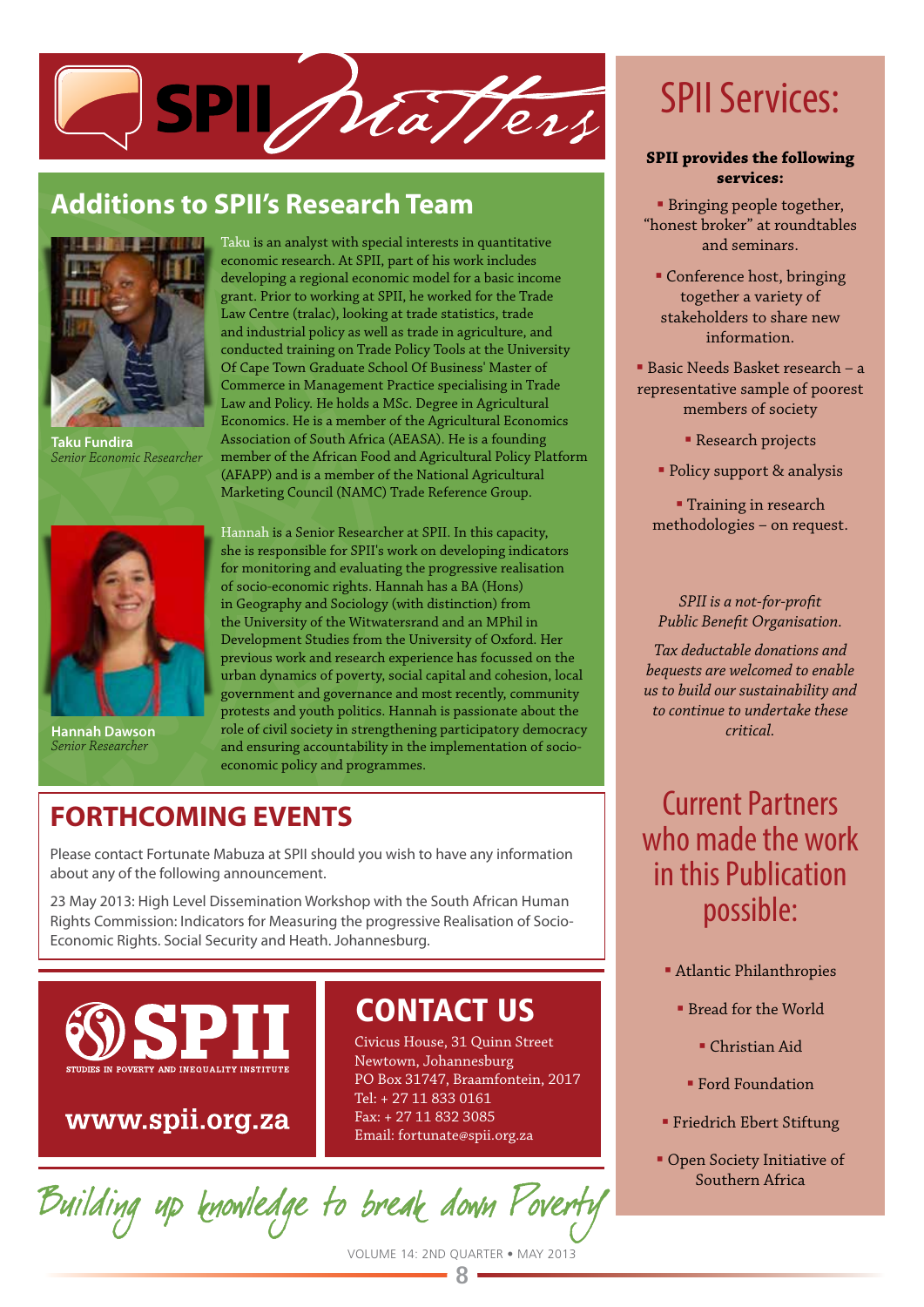# SPII Matters

## Additions to SPII's Research Team

**Taku Fundira**
*Senior Economic Researcher*

Taku is an analyst with special interests in quantitative economic research. At SPII, part of his work includes developing a regional economic model for a basic income grant. Prior to working at SPII, he worked for the Trade Law Centre (tralac), looking at trade statistics, trade and industrial policy as well as trade in agriculture, and conducted training on Trade Policy Tools at the University Of Cape Town Graduate School Of Business' Master of Commerce in Management Practice specialising in Trade Law and Policy. He holds a MSc. Degree in Agricultural Economics. He is a member of the Agricultural Economics Association of South Africa (AEASA). He is a founding member of the African Food and Agricultural Policy Platform (AFAPP) and is a member of the National Agricultural Marketing Council (NAMC) Trade Reference Group.

**Hannah Dawson**
*Senior Researcher*

Hannah is a Senior Researcher at SPII. In this capacity, she is responsible for SPII's work on developing indicators for monitoring and evaluating the progressive realisation of socio-economic rights. Hannah has a BA (Hons) in Geography and Sociology (with distinction) from the University of the Witwatersrand and an MPhil in Development Studies from the University of Oxford. Her previous work and research experience has focussed on the urban dynamics of poverty, social capital and cohesion, local government and governance and most recently, community protests and youth politics. Hannah is passionate about the role of civil society in strengthening participatory democracy and ensuring accountability in the implementation of socio-economic policy and programmes.

## FORTHCOMING EVENTS

Please contact Fortunate Mabuza at SPII should you wish to have any information about any of the following announcement.

23 May 2013: High Level Dissemination Workshop with the South African Human Rights Commission: Indicators for Measuring the progressive Realisation of Socio-Economic Rights. Social Security and Heath. Johannesburg.

**SPII**
STUDIES IN POVERTY AND INEQUALITY INSTITUTE

**www.spii.org.za**

## CONTACT US

Civicus House, 31 Quinn Street
Newtown, Johannesburg
PO Box 31747, Braamfontein, 2017
Tel: + 27 11 833 0161
Fax: + 27 11 832 3085
Email: fortunate@spii.org.za

*Building up knowledge to break down Poverty*

VOLUME 14: 2ND QUARTER • MAY 2013

## SPII Services:

**SPII provides the following services:**

- Bringing people together, "honest broker" at roundtables and seminars.
- Conference host, bringing together a variety of stakeholders to share new information.
- Basic Needs Basket research – a representative sample of poorest members of society
- Research projects
- Policy support & analysis
- Training in research methodologies – on request.

*SPII is a not-for-profit Public Benefit Organisation.*

*Tax deductable donations and bequests are welcomed to enable us to build our sustainability and to continue to undertake these critical.*

## Current Partners who made the work in this Publication possible:

- Atlantic Philanthropies
- Bread for the World
- Christian Aid
- Ford Foundation
- Friedrich Ebert Stiftung
- Open Society Initiative of Southern Africa